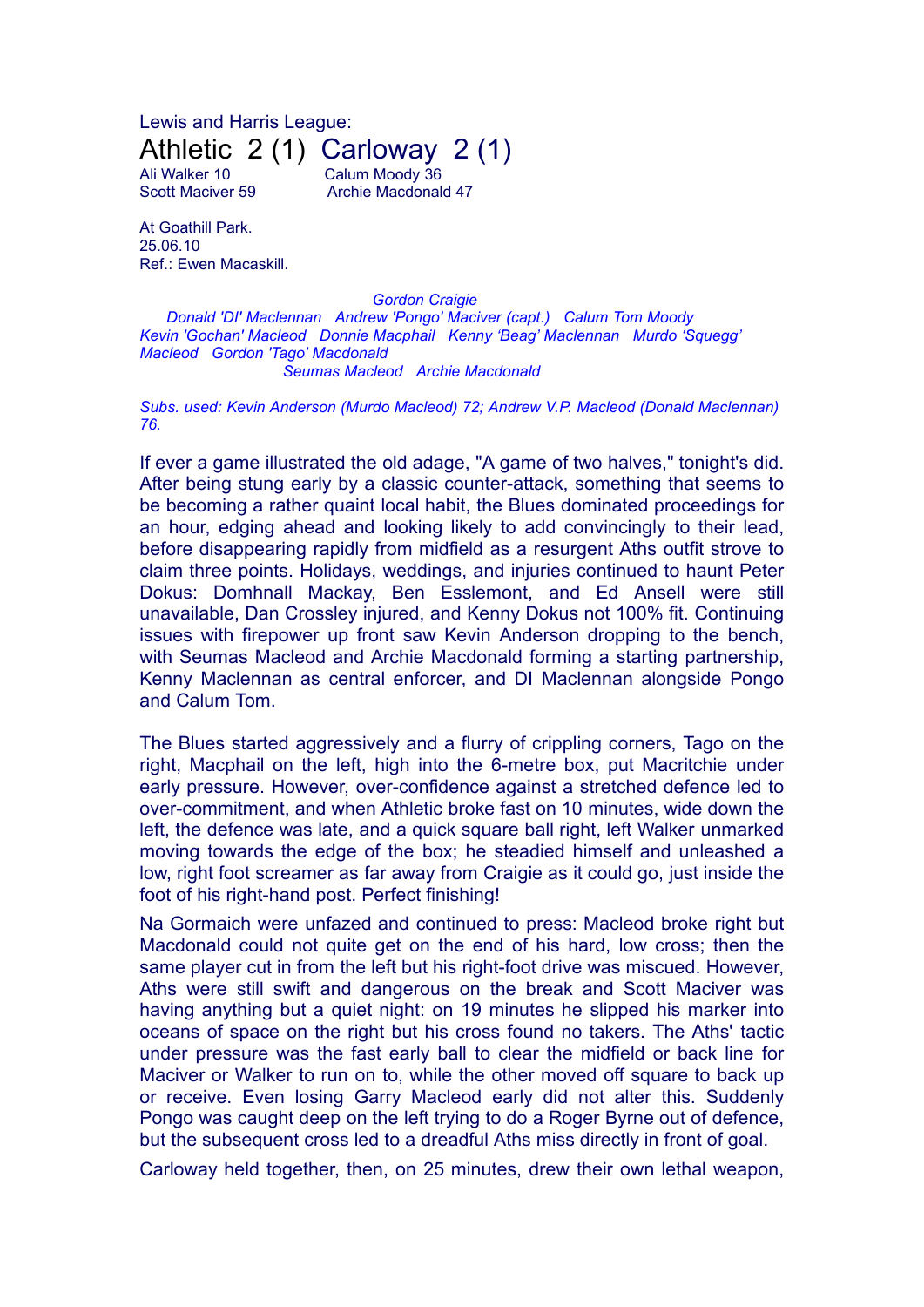Lewis and Harris League:

# Athletic 2 (1) Carloway 2 (1)

Ali Walker 10 — Calum Moody 36
Scott Maciver 59 — Archie Macdonald 47

At Goathill Park.
25.06.10
Ref.: Ewen Macaskill.

*Gordon Craigie*
*Donald 'DI' Maclennan   Andrew 'Pongo' Maciver (capt.)   Calum Tom Moody*
*Kevin 'Gochan' Macleod   Donnie Macphail   Kenny 'Beag' Maclennan   Murdo 'Squegg' Macleod   Gordon 'Tago' Macdonald*
*Seumas Macleod   Archie Macdonald*

*Subs. used: Kevin Anderson (Murdo Macleod) 72; Andrew V.P. Macleod (Donald Maclennan) 76.*

If ever a game illustrated the old adage, "A game of two halves," tonight's did. After being stung early by a classic counter-attack, something that seems to be becoming a rather quaint local habit, the Blues dominated proceedings for an hour, edging ahead and looking likely to add convincingly to their lead, before disappearing rapidly from midfield as a resurgent Aths outfit strove to claim three points. Holidays, weddings, and injuries continued to haunt Peter Dokus: Domhnall Mackay, Ben Esslemont, and Ed Ansell were still unavailable, Dan Crossley injured, and Kenny Dokus not 100% fit. Continuing issues with firepower up front saw Kevin Anderson dropping to the bench, with Seumas Macleod and Archie Macdonald forming a starting partnership, Kenny Maclennan as central enforcer, and DI Maclennan alongside Pongo and Calum Tom.

The Blues started aggressively and a flurry of crippling corners, Tago on the right, Macphail on the left, high into the 6-metre box, put Macritchie under early pressure. However, over-confidence against a stretched defence led to over-commitment, and when Athletic broke fast on 10 minutes, wide down the left, the defence was late, and a quick square ball right, left Walker unmarked moving towards the edge of the box; he steadied himself and unleashed a low, right foot screamer as far away from Craigie as it could go, just inside the foot of his right-hand post. Perfect finishing!

Na Gormaich were unfazed and continued to press: Macleod broke right but Macdonald could not quite get on the end of his hard, low cross; then the same player cut in from the left but his right-foot drive was miscued. However, Aths were still swift and dangerous on the break and Scott Maciver was having anything but a quiet night: on 19 minutes he slipped his marker into oceans of space on the right but his cross found no takers. The Aths' tactic under pressure was the fast early ball to clear the midfield or back line for Maciver or Walker to run on to, while the other moved off square to back up or receive. Even losing Garry Macleod early did not alter this. Suddenly Pongo was caught deep on the left trying to do a Roger Byrne out of defence, but the subsequent cross led to a dreadful Aths miss directly in front of goal.

Carloway held together, then, on 25 minutes, drew their own lethal weapon,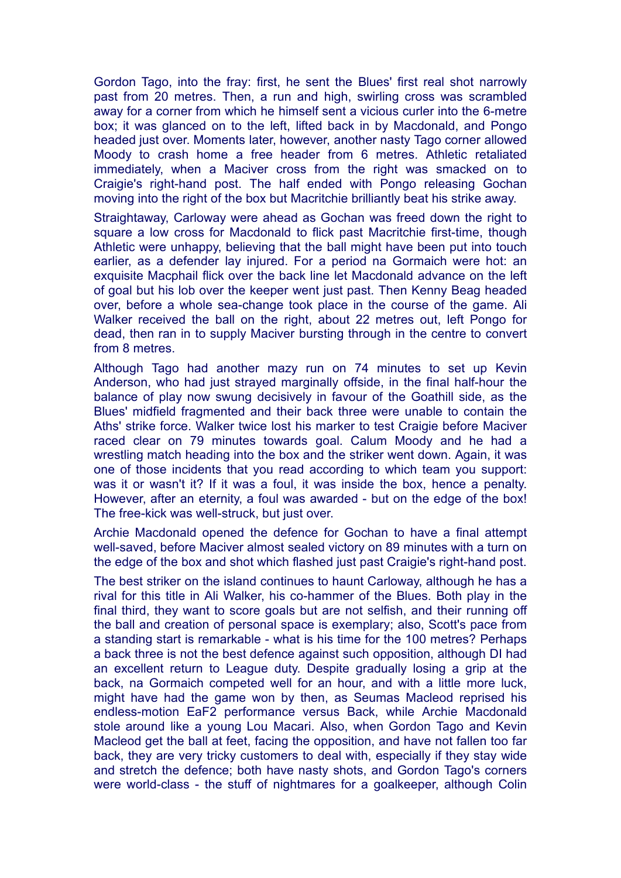Gordon Tago, into the fray: first, he sent the Blues' first real shot narrowly past from 20 metres. Then, a run and high, swirling cross was scrambled away for a corner from which he himself sent a vicious curler into the 6-metre box; it was glanced on to the left, lifted back in by Macdonald, and Pongo headed just over. Moments later, however, another nasty Tago corner allowed Moody to crash home a free header from 6 metres. Athletic retaliated immediately, when a Maciver cross from the right was smacked on to Craigie's right-hand post. The half ended with Pongo releasing Gochan moving into the right of the box but Macritchie brilliantly beat his strike away.

Straightaway, Carloway were ahead as Gochan was freed down the right to square a low cross for Macdonald to flick past Macritchie first-time, though Athletic were unhappy, believing that the ball might have been put into touch earlier, as a defender lay injured. For a period na Gormaich were hot: an exquisite Macphail flick over the back line let Macdonald advance on the left of goal but his lob over the keeper went just past. Then Kenny Beag headed over, before a whole sea-change took place in the course of the game. Ali Walker received the ball on the right, about 22 metres out, left Pongo for dead, then ran in to supply Maciver bursting through in the centre to convert from 8 metres.

Although Tago had another mazy run on 74 minutes to set up Kevin Anderson, who had just strayed marginally offside, in the final half-hour the balance of play now swung decisively in favour of the Goathill side, as the Blues' midfield fragmented and their back three were unable to contain the Aths' strike force. Walker twice lost his marker to test Craigie before Maciver raced clear on 79 minutes towards goal. Calum Moody and he had a wrestling match heading into the box and the striker went down. Again, it was one of those incidents that you read according to which team you support: was it or wasn't it? If it was a foul, it was inside the box, hence a penalty. However, after an eternity, a foul was awarded - but on the edge of the box! The free-kick was well-struck, but just over.

Archie Macdonald opened the defence for Gochan to have a final attempt well-saved, before Maciver almost sealed victory on 89 minutes with a turn on the edge of the box and shot which flashed just past Craigie's right-hand post.

The best striker on the island continues to haunt Carloway, although he has a rival for this title in Ali Walker, his co-hammer of the Blues. Both play in the final third, they want to score goals but are not selfish, and their running off the ball and creation of personal space is exemplary; also, Scott's pace from a standing start is remarkable - what is his time for the 100 metres? Perhaps a back three is not the best defence against such opposition, although DI had an excellent return to League duty. Despite gradually losing a grip at the back, na Gormaich competed well for an hour, and with a little more luck, might have had the game won by then, as Seumas Macleod reprised his endless-motion EaF2 performance versus Back, while Archie Macdonald stole around like a young Lou Macari. Also, when Gordon Tago and Kevin Macleod get the ball at feet, facing the opposition, and have not fallen too far back, they are very tricky customers to deal with, especially if they stay wide and stretch the defence; both have nasty shots, and Gordon Tago's corners were world-class - the stuff of nightmares for a goalkeeper, although Colin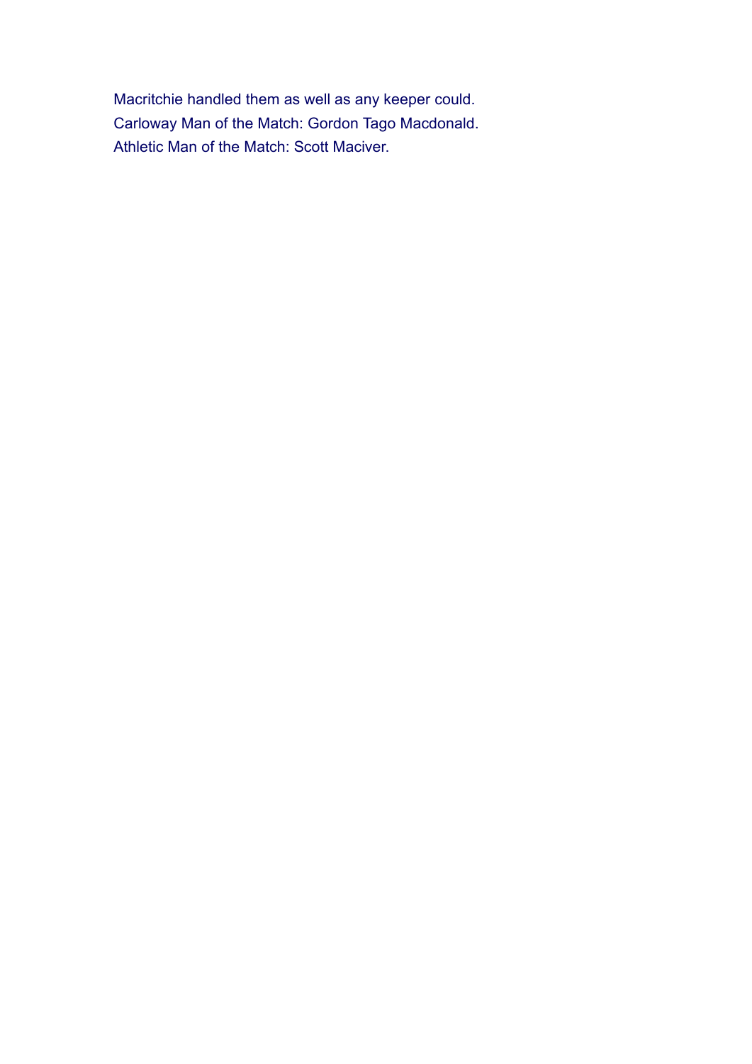Macritchie handled them as well as any keeper could.

Carloway Man of the Match: Gordon Tago Macdonald.

Athletic Man of the Match: Scott Maciver.